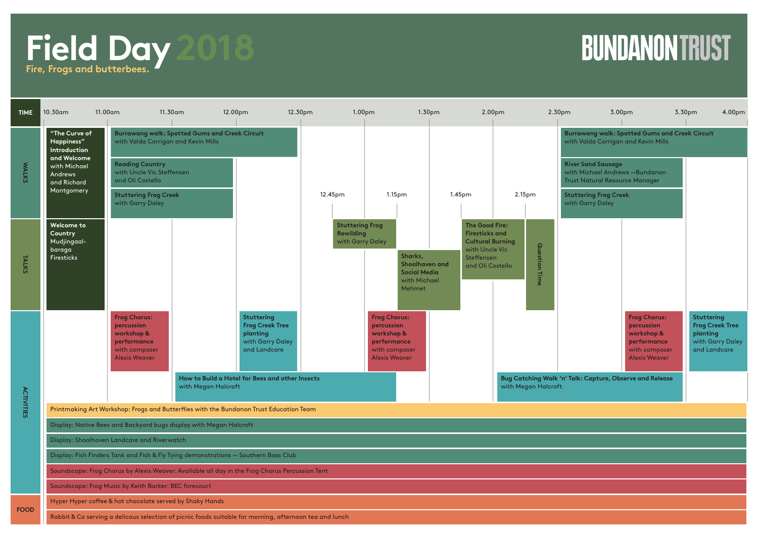# Field Day 2018

**Fire, Frogs and butterbees.**

BUNDANON TRUST

## WALKS

| Time | Event |
|---|---|
| 10.30am – 11.00am | **"The Curve of Happiness" Introduction and Welcome** with Michael Andrews and Richard Montgomery |
| 11.00am – 12.30pm | **Burrawang walk: Spotted Gums and Creek Circuit** with Valda Corrigan and Kevin Mills |
| 11.00am – 12.00pm | **Reading Country** with Uncle Vic Steffensen and Oli Costello |
| 11.00am – 12.00pm | **Stuttering Frog Creek** with Garry Daley |
| 2.30pm – 4.00pm | **Burrawang walk: Spotted Gums and Creek Circuit** with Valda Corrigan and Kevin Mills |
| 2.30pm – 3.30pm | **River Sand Sausage** with Michael Andrews —Bundanon Trust Natural Resource Manager |
| 2.30pm – 3.30pm | **Stuttering Frog Creek** with Garry Daley |

## TALKS

| Time | Event |
|---|---|
| 10.30am – 11.00am | **Welcome to Country** Mudjingaal-baraga Firesticks |
| 12.45pm – 1.15pm | **Stuttering Frog Rewilding** with Garry Daley |
| 1.15pm – 1.45pm | **Sharks, Shoalhaven and Social Media** with Michael Mehmet |
| 1.45pm – 2.15pm | **The Good Fire: Firesticks and Cultural Burning** with Uncle Vic Steffensen and Oli Costello |
| 2.15pm – 2.30pm | **Question Time** |

## ACTIVITIES

| Time | Event |
|---|---|
| 11.00am – 11.30am | **Frog Chorus: percussion workshop & performance** with composer Alexis Weaver |
| 11.30am – 1.15pm | **How to Build a Hotel for Bees and other Insects** with Megan Halcroft |
| 12.00pm – 12.30pm | **Stuttering Frog Creek Tree planting** with Garry Daley and Landcare |
| 1.00pm – 1.30pm | **Frog Chorus: percussion workshop & performance** with composer Alexis Weaver |
| 2.00pm – 3.30pm | **Bug Catching Walk 'n' Talk: Capture, Observe and Release** with Megan Halcroft |
| 3.00pm – 3.30pm | **Frog Chorus: percussion workshop & performance** with composer Alexis Weaver |
| 3.30pm – 4.00pm | **Stuttering Frog Creek Tree planting** with Garry Daley and Landcare |

All day:

- Printmaking Art Workshop: Frogs and Butterflies with the Bundanon Trust Education Team
- Display: Native Bees and Backyard bugs display with Megan Halcroft
- Display: Shoalhaven Landcare and Riverwatch
- Display: Fish Finders Tank and Fish & Fly Tying demonstrations — Southern Bass Club
- Soundscape: Frog Chorus by Alexis Weaver: Available all day in the Frog Chorus Percussion Tent
- Soundscape: Frog Music by Keith Barker: BEC forecourt

## FOOD

- Hyper Hyper coffee & hot chocolate served by Shaky Hands
- Rabbit & Co serving a delicous selection of picnic foods suitable for morning, afternoon tea and lunch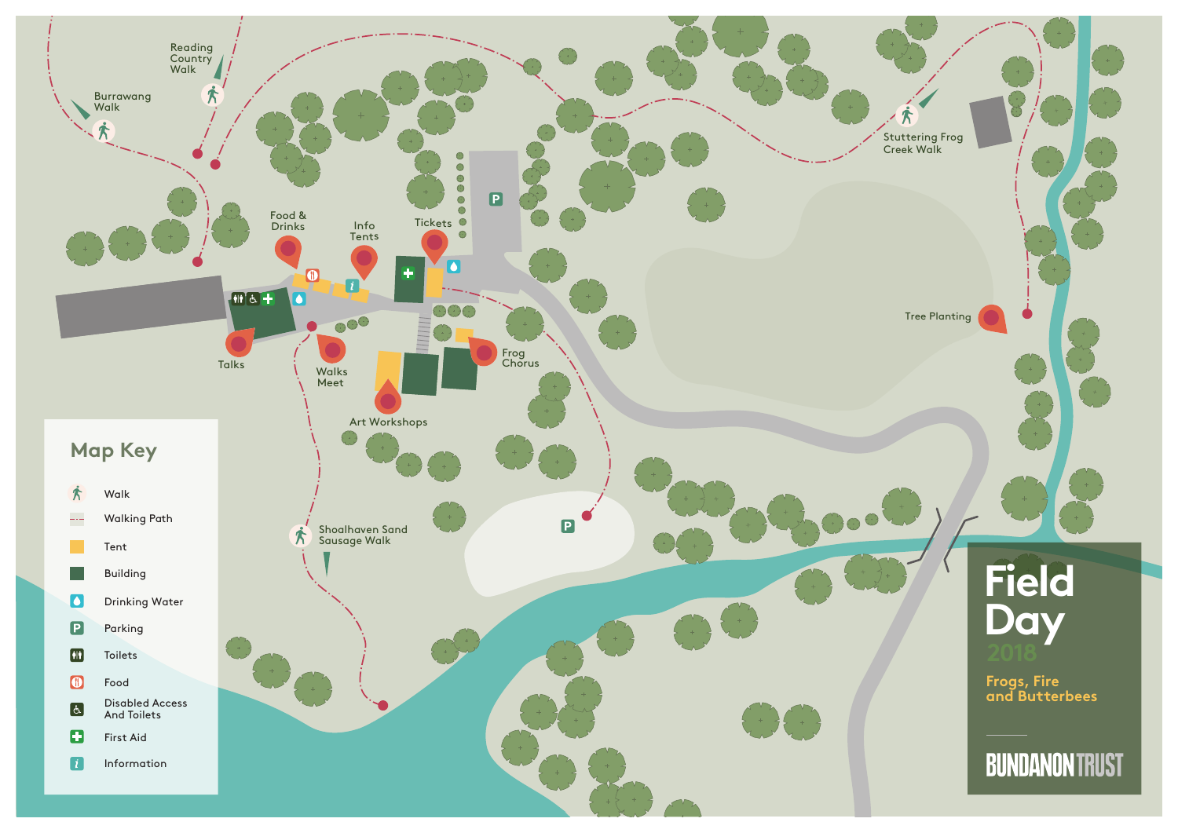# Field Day 2018

Frogs, Fire and Butterbees

BUNDANON TRUST

## Map Key

- Walk
- Walking Path
- Tent
- Building
- Drinking Water
- Parking
- Toilets
- Food
- Disabled Access And Toilets
- First Aid
- Information

Reading Country Walk

Burrawang Walk

Stuttering Frog Creek Walk

Food & Drinks

Info Tents

Tickets

Talks

Walks Meet

Frog Chorus

Art Workshops

Tree Planting

Shoalhaven Sand Sausage Walk